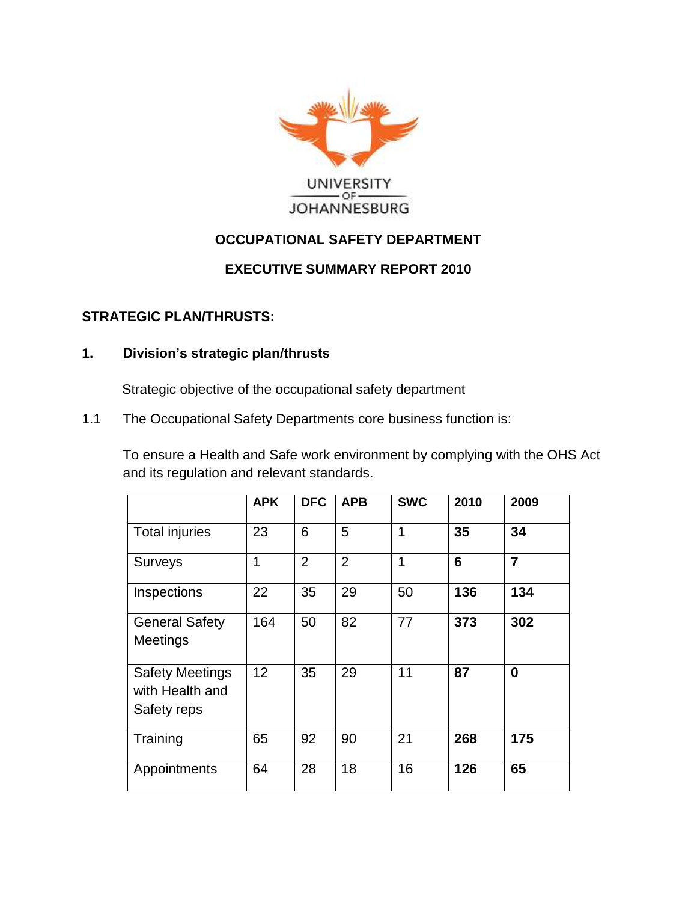UNIVERSITY OF JOHANNESBURG

# OCCUPATIONAL SAFETY DEPARTMENT

## EXECUTIVE SUMMARY REPORT 2010

### STRATEGIC PLAN/THRUSTS:

### 1. Division's strategic plan/thrusts

Strategic objective of the occupational safety department

1.1 The Occupational Safety Departments core business function is:

To ensure a Health and Safe work environment by complying with the OHS Act and its regulation and relevant standards.

| | APK | DFC | APB | SWC | 2010 | 2009 |
|---|---|---|---|---|---|---|
| Total injuries | 23 | 6 | 5 | 1 | **35** | **34** |
| Surveys | 1 | 2 | 2 | 1 | **6** | **7** |
| Inspections | 22 | 35 | 29 | 50 | **136** | **134** |
| General Safety Meetings | 164 | 50 | 82 | 77 | **373** | **302** |
| Safety Meetings with Health and Safety reps | 12 | 35 | 29 | 11 | **87** | **0** |
| Training | 65 | 92 | 90 | 21 | **268** | **175** |
| Appointments | 64 | 28 | 18 | 16 | **126** | **65** |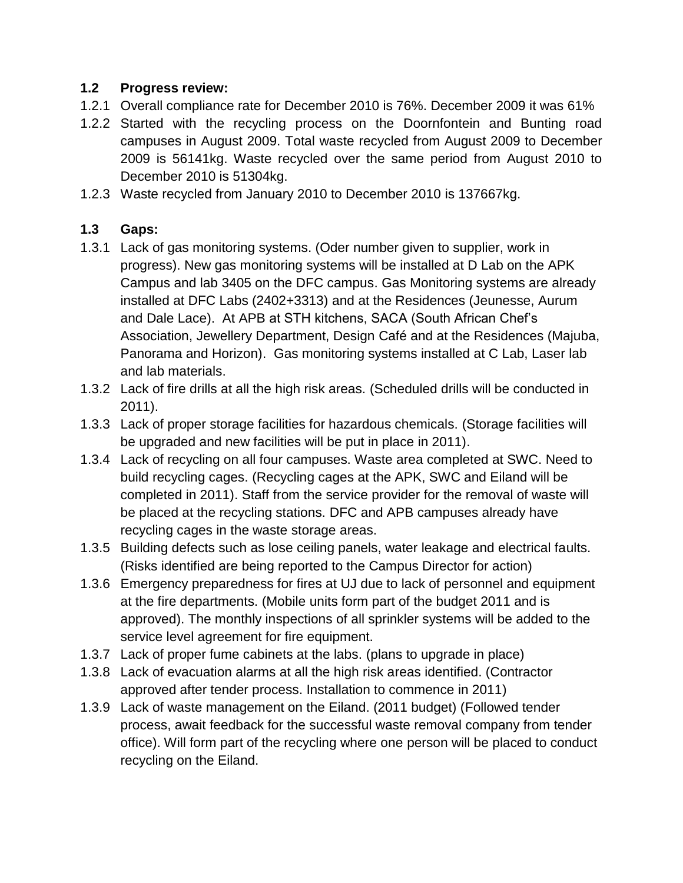### 1.2 Progress review:

1.2.1 Overall compliance rate for December 2010 is 76%. December 2009 it was 61%

1.2.2 Started with the recycling process on the Doornfontein and Bunting road campuses in August 2009. Total waste recycled from August 2009 to December 2009 is 56141kg. Waste recycled over the same period from August 2010 to December 2010 is 51304kg.

1.2.3 Waste recycled from January 2010 to December 2010 is 137667kg.

### 1.3 Gaps:

1.3.1 Lack of gas monitoring systems. (Oder number given to supplier, work in progress). New gas monitoring systems will be installed at D Lab on the APK Campus and lab 3405 on the DFC campus. Gas Monitoring systems are already installed at DFC Labs (2402+3313) and at the Residences (Jeunesse, Aurum and Dale Lace). At APB at STH kitchens, SACA (South African Chef's Association, Jewellery Department, Design Café and at the Residences (Majuba, Panorama and Horizon). Gas monitoring systems installed at C Lab, Laser lab and lab materials.

1.3.2 Lack of fire drills at all the high risk areas. (Scheduled drills will be conducted in 2011).

1.3.3 Lack of proper storage facilities for hazardous chemicals. (Storage facilities will be upgraded and new facilities will be put in place in 2011).

1.3.4 Lack of recycling on all four campuses. Waste area completed at SWC. Need to build recycling cages. (Recycling cages at the APK, SWC and Eiland will be completed in 2011). Staff from the service provider for the removal of waste will be placed at the recycling stations. DFC and APB campuses already have recycling cages in the waste storage areas.

1.3.5 Building defects such as lose ceiling panels, water leakage and electrical faults. (Risks identified are being reported to the Campus Director for action)

1.3.6 Emergency preparedness for fires at UJ due to lack of personnel and equipment at the fire departments. (Mobile units form part of the budget 2011 and is approved). The monthly inspections of all sprinkler systems will be added to the service level agreement for fire equipment.

1.3.7 Lack of proper fume cabinets at the labs. (plans to upgrade in place)

1.3.8 Lack of evacuation alarms at all the high risk areas identified. (Contractor approved after tender process. Installation to commence in 2011)

1.3.9 Lack of waste management on the Eiland. (2011 budget) (Followed tender process, await feedback for the successful waste removal company from tender office). Will form part of the recycling where one person will be placed to conduct recycling on the Eiland.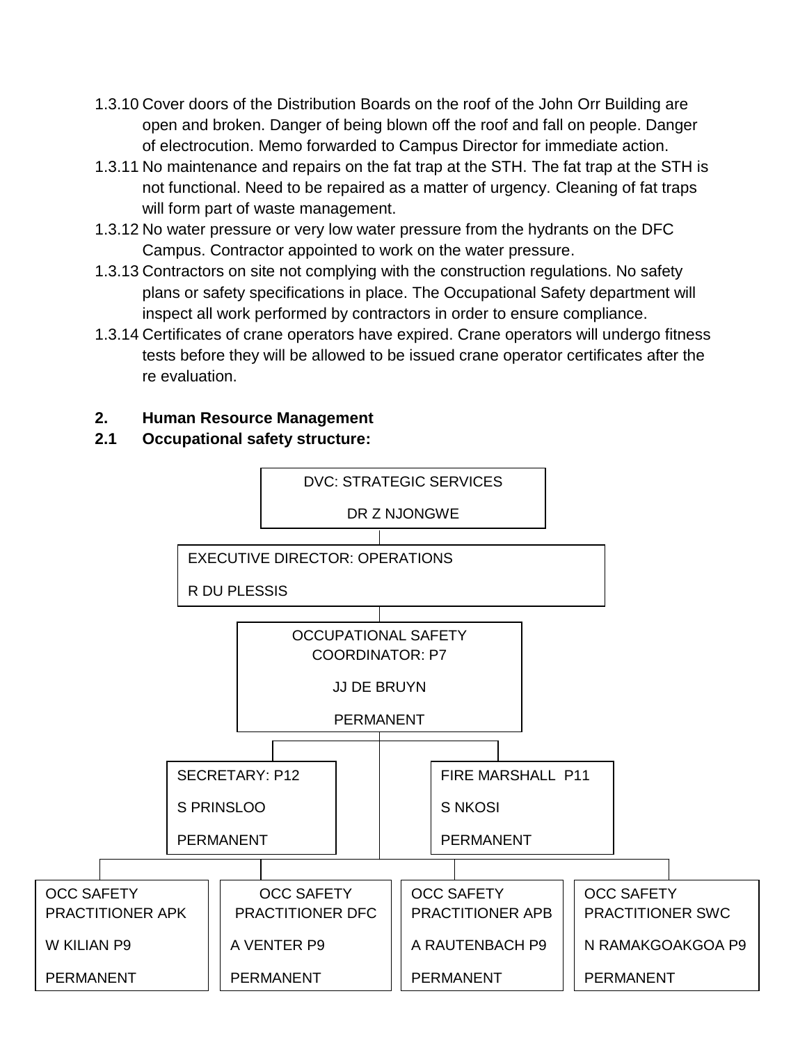1.3.10 Cover doors of the Distribution Boards on the roof of the John Orr Building are open and broken. Danger of being blown off the roof and fall on people. Danger of electrocution. Memo forwarded to Campus Director for immediate action.

1.3.11 No maintenance and repairs on the fat trap at the STH. The fat trap at the STH is not functional. Need to be repaired as a matter of urgency. Cleaning of fat traps will form part of waste management.

1.3.12 No water pressure or very low water pressure from the hydrants on the DFC Campus. Contractor appointed to work on the water pressure.

1.3.13 Contractors on site not complying with the construction regulations. No safety plans or safety specifications in place. The Occupational Safety department will inspect all work performed by contractors in order to ensure compliance.

1.3.14 Certificates of crane operators have expired. Crane operators will undergo fitness tests before they will be allowed to be issued crane operator certificates after the re evaluation.

## 2. Human Resource Management

### 2.1 Occupational safety structure:

DVC: STRATEGIC SERVICES
DR Z NJONGWE

EXECUTIVE DIRECTOR: OPERATIONS
R DU PLESSIS

OCCUPATIONAL SAFETY COORDINATOR: P7
JJ DE BRUYN
PERMANENT

SECRETARY: P12
S PRINSLOO
PERMANENT

FIRE MARSHALL P11
S NKOSI
PERMANENT

OCC SAFETY PRACTITIONER APK
W KILIAN P9
PERMANENT

OCC SAFETY PRACTITIONER DFC
A VENTER P9
PERMANENT

OCC SAFETY PRACTITIONER APB
A RAUTENBACH P9
PERMANENT

OCC SAFETY PRACTITIONER SWC
N RAMAKGOAKGOA P9
PERMANENT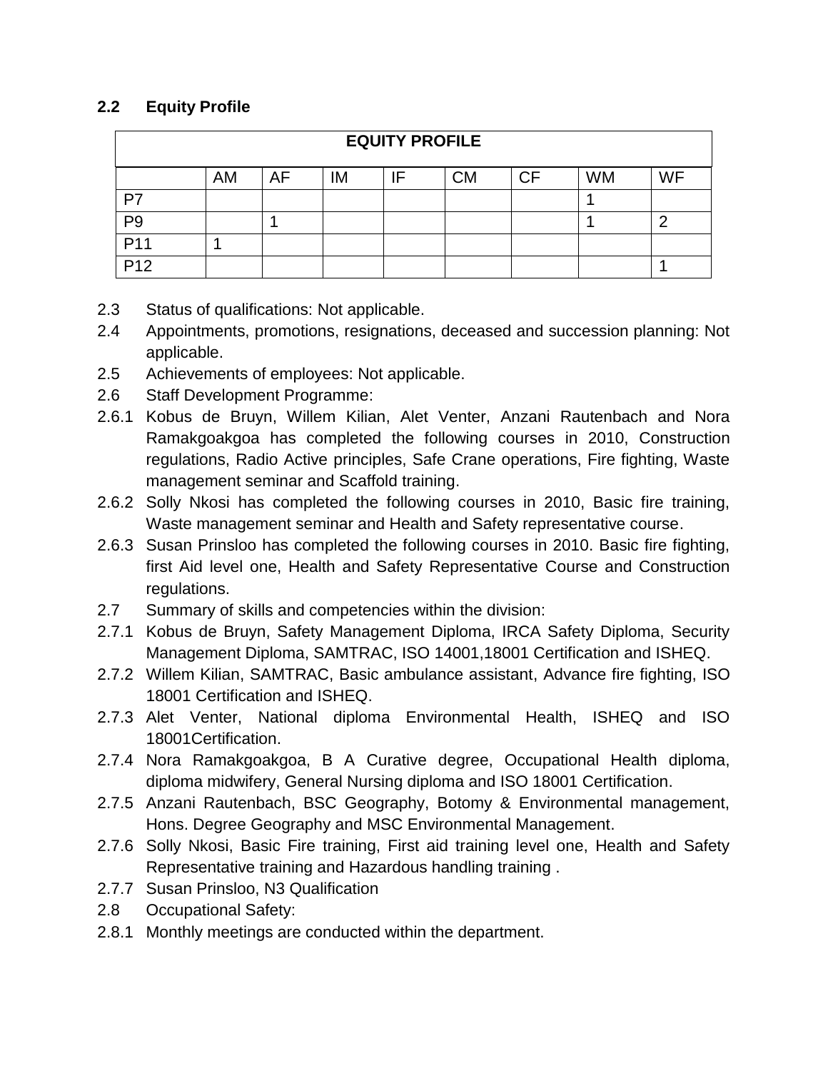## 2.2 Equity Profile

| EQUITY PROFILE | | | | | | | | |
|---|---|---|---|---|---|---|---|---|
| | AM | AF | IM | IF | CM | CF | WM | WF |
| P7 | | | | | | | 1 | |
| P9 | | 1 | | | | | 1 | 2 |
| P11 | 1 | | | | | | | |
| P12 | | | | | | | | 1 |

2.3 Status of qualifications: Not applicable.

2.4 Appointments, promotions, resignations, deceased and succession planning: Not applicable.

2.5 Achievements of employees: Not applicable.

2.6 Staff Development Programme:

2.6.1 Kobus de Bruyn, Willem Kilian, Alet Venter, Anzani Rautenbach and Nora Ramakgoakgoa has completed the following courses in 2010, Construction regulations, Radio Active principles, Safe Crane operations, Fire fighting, Waste management seminar and Scaffold training.

2.6.2 Solly Nkosi has completed the following courses in 2010, Basic fire training, Waste management seminar and Health and Safety representative course.

2.6.3 Susan Prinsloo has completed the following courses in 2010. Basic fire fighting, first Aid level one, Health and Safety Representative Course and Construction regulations.

2.7 Summary of skills and competencies within the division:

2.7.1 Kobus de Bruyn, Safety Management Diploma, IRCA Safety Diploma, Security Management Diploma, SAMTRAC, ISO 14001,18001 Certification and ISHEQ.

2.7.2 Willem Kilian, SAMTRAC, Basic ambulance assistant, Advance fire fighting, ISO 18001 Certification and ISHEQ.

2.7.3 Alet Venter, National diploma Environmental Health, ISHEQ and ISO 18001Certification.

2.7.4 Nora Ramakgoakgoa, B A Curative degree, Occupational Health diploma, diploma midwifery, General Nursing diploma and ISO 18001 Certification.

2.7.5 Anzani Rautenbach, BSC Geography, Botomy & Environmental management, Hons. Degree Geography and MSC Environmental Management.

2.7.6 Solly Nkosi, Basic Fire training, First aid training level one, Health and Safety Representative training and Hazardous handling training .

2.7.7 Susan Prinsloo, N3 Qualification

2.8 Occupational Safety:

2.8.1 Monthly meetings are conducted within the department.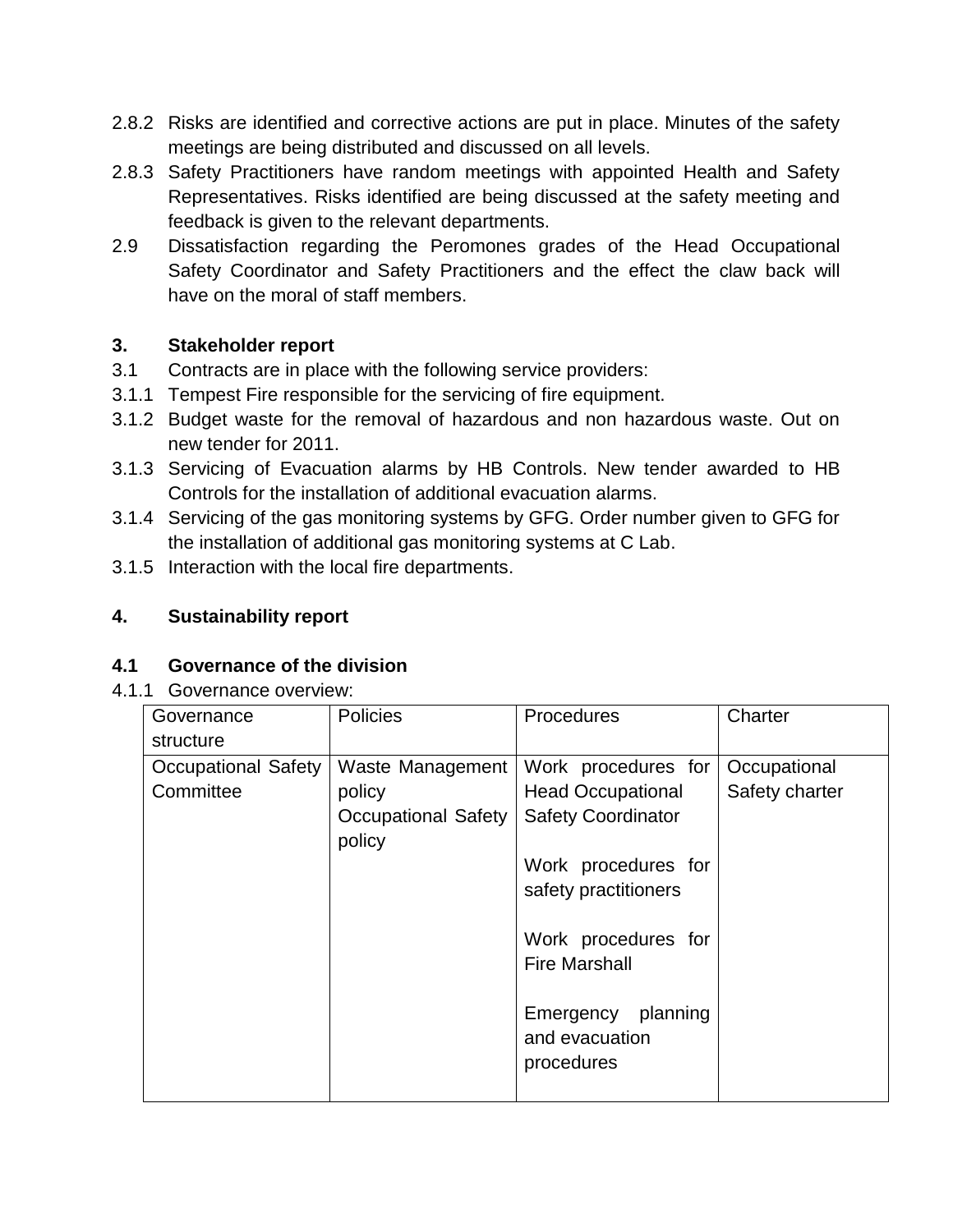2.8.2 Risks are identified and corrective actions are put in place. Minutes of the safety meetings are being distributed and discussed on all levels.

2.8.3 Safety Practitioners have random meetings with appointed Health and Safety Representatives. Risks identified are being discussed at the safety meeting and feedback is given to the relevant departments.

2.9 Dissatisfaction regarding the Peromones grades of the Head Occupational Safety Coordinator and Safety Practitioners and the effect the claw back will have on the moral of staff members.

## 3. Stakeholder report

3.1 Contracts are in place with the following service providers:

3.1.1 Tempest Fire responsible for the servicing of fire equipment.

3.1.2 Budget waste for the removal of hazardous and non hazardous waste. Out on new tender for 2011.

3.1.3 Servicing of Evacuation alarms by HB Controls. New tender awarded to HB Controls for the installation of additional evacuation alarms.

3.1.4 Servicing of the gas monitoring systems by GFG. Order number given to GFG for the installation of additional gas monitoring systems at C Lab.

3.1.5 Interaction with the local fire departments.

## 4. Sustainability report

### 4.1 Governance of the division

4.1.1 Governance overview:

| Governance structure | Policies | Procedures | Charter |
|---|---|---|---|
| Occupational Safety Committee | Waste Management policy<br>Occupational Safety policy | Work procedures for Head Occupational Safety Coordinator<br><br>Work procedures for safety practitioners<br><br>Work procedures for Fire Marshall<br><br>Emergency planning and evacuation procedures | Occupational Safety charter |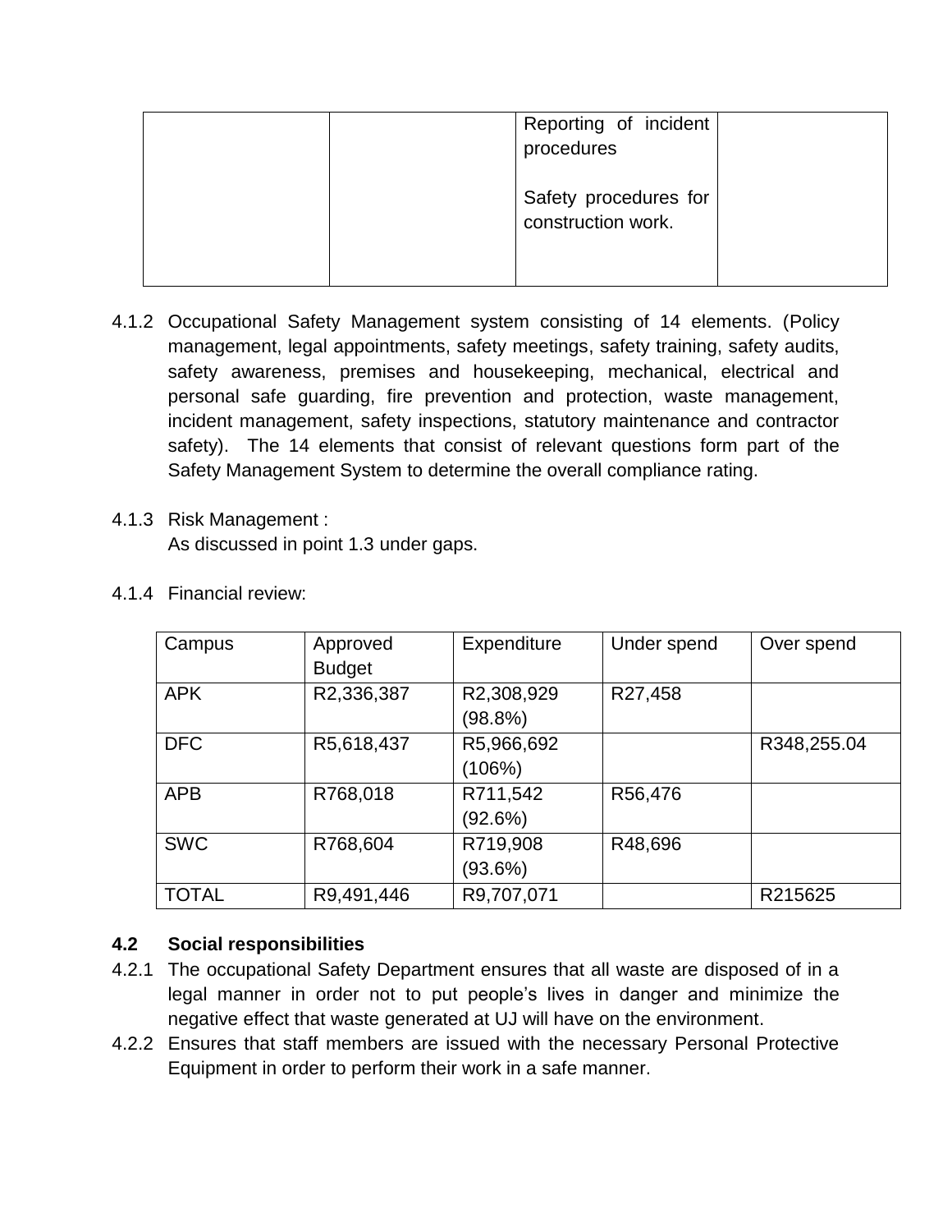| | | Reporting of incident procedures<br><br>Safety procedures for construction work. | |
|---|---|---|---|

4.1.2 Occupational Safety Management system consisting of 14 elements. (Policy management, legal appointments, safety meetings, safety training, safety audits, safety awareness, premises and housekeeping, mechanical, electrical and personal safe guarding, fire prevention and protection, waste management, incident management, safety inspections, statutory maintenance and contractor safety). The 14 elements that consist of relevant questions form part of the Safety Management System to determine the overall compliance rating.

4.1.3 Risk Management :
As discussed in point 1.3 under gaps.

4.1.4 Financial review:

| Campus | Approved Budget | Expenditure | Under spend | Over spend |
|---|---|---|---|---|
| APK | R2,336,387 | R2,308,929 (98.8%) | R27,458 | |
| DFC | R5,618,437 | R5,966,692 (106%) | | R348,255.04 |
| APB | R768,018 | R711,542 (92.6%) | R56,476 | |
| SWC | R768,604 | R719,908 (93.6%) | R48,696 | |
| TOTAL | R9,491,446 | R9,707,071 | | R215625 |

**4.2 Social responsibilities**

4.2.1 The occupational Safety Department ensures that all waste are disposed of in a legal manner in order not to put people's lives in danger and minimize the negative effect that waste generated at UJ will have on the environment.

4.2.2 Ensures that staff members are issued with the necessary Personal Protective Equipment in order to perform their work in a safe manner.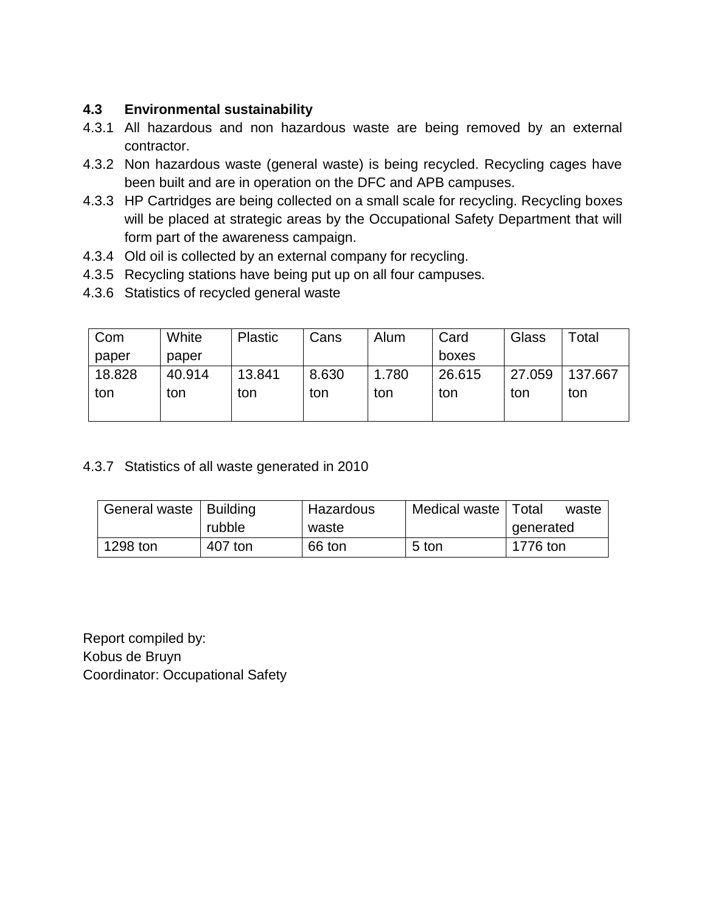### 4.3 Environmental sustainability

4.3.1 All hazardous and non hazardous waste are being removed by an external contractor.

4.3.2 Non hazardous waste (general waste) is being recycled. Recycling cages have been built and are in operation on the DFC and APB campuses.

4.3.3 HP Cartridges are being collected on a small scale for recycling. Recycling boxes will be placed at strategic areas by the Occupational Safety Department that will form part of the awareness campaign.

4.3.4 Old oil is collected by an external company for recycling.

4.3.5 Recycling stations have being put up on all four campuses.

4.3.6 Statistics of recycled general waste

| Com paper | White paper | Plastic | Cans | Alum | Card boxes | Glass | Total |
|---|---|---|---|---|---|---|---|
| 18.828 ton | 40.914 ton | 13.841 ton | 8.630 ton | 1.780 ton | 26.615 ton | 27.059 ton | 137.667 ton |

4.3.7 Statistics of all waste generated in 2010

| General waste | Building rubble | Hazardous waste | Medical waste | Total waste generated |
|---|---|---|---|---|
| 1298 ton | 407 ton | 66 ton | 5 ton | 1776 ton |

Report compiled by:
Kobus de Bruyn
Coordinator: Occupational Safety